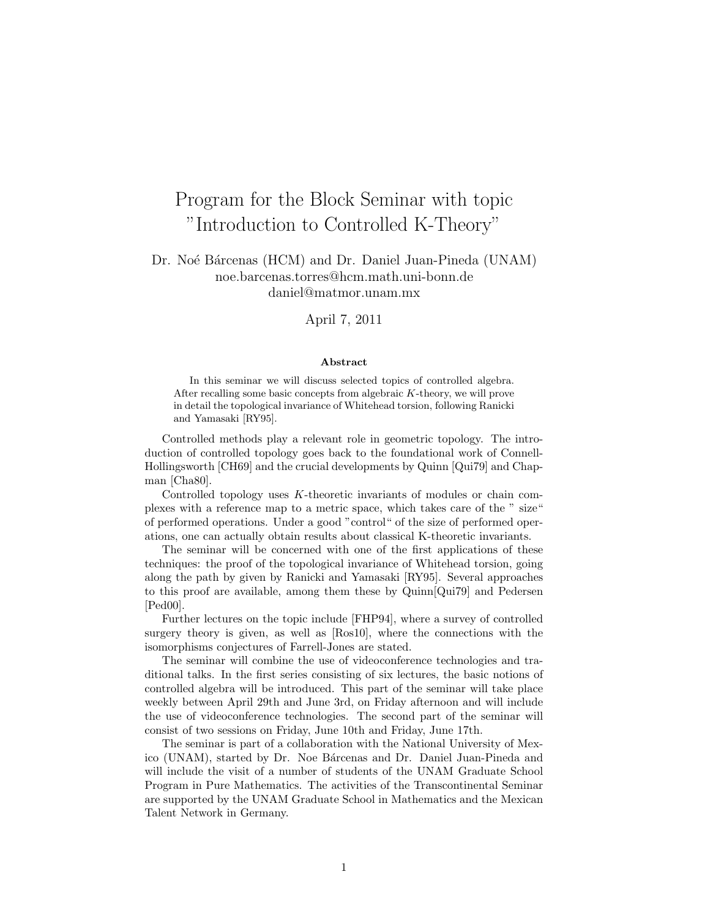# Program for the Block Seminar with topic "Introduction to Controlled K-Theory"

Dr. Noé Bárcenas (HCM) and Dr. Daniel Juan-Pineda (UNAM)
noe.barcenas.torres@hcm.math.uni-bonn.de
daniel@matmor.unam.mx

April 7, 2011

**Abstract**

In this seminar we will discuss selected topics of controlled algebra. After recalling some basic concepts from algebraic $K$-theory, we will prove in detail the topological invariance of Whitehead torsion, following Ranicki and Yamasaki [RY95].

Controlled methods play a relevant role in geometric topology. The introduction of controlled topology goes back to the foundational work of Connell-Hollingsworth [CH69] and the crucial developments by Quinn [Qui79] and Chapman [Cha80].

Controlled topology uses $K$-theoretic invariants of modules or chain complexes with a reference map to a metric space, which takes care of the " size" of performed operations. Under a good "control" of the size of performed operations, one can actually obtain results about classical K-theoretic invariants.

The seminar will be concerned with one of the first applications of these techniques: the proof of the topological invariance of Whitehead torsion, going along the path by given by Ranicki and Yamasaki [RY95]. Several approaches to this proof are available, among them these by Quinn[Qui79] and Pedersen [Ped00].

Further lectures on the topic include [FHP94], where a survey of controlled surgery theory is given, as well as [Ros10], where the connections with the isomorphisms conjectures of Farrell-Jones are stated.

The seminar will combine the use of videoconference technologies and traditional talks. In the first series consisting of six lectures, the basic notions of controlled algebra will be introduced. This part of the seminar will take place weekly between April 29th and June 3rd, on Friday afternoon and will include the use of videoconference technologies. The second part of the seminar will consist of two sessions on Friday, June 10th and Friday, June 17th.

The seminar is part of a collaboration with the National University of Mexico (UNAM), started by Dr. Noe Bárcenas and Dr. Daniel Juan-Pineda and will include the visit of a number of students of the UNAM Graduate School Program in Pure Mathematics. The activities of the Transcontinental Seminar are supported by the UNAM Graduate School in Mathematics and the Mexican Talent Network in Germany.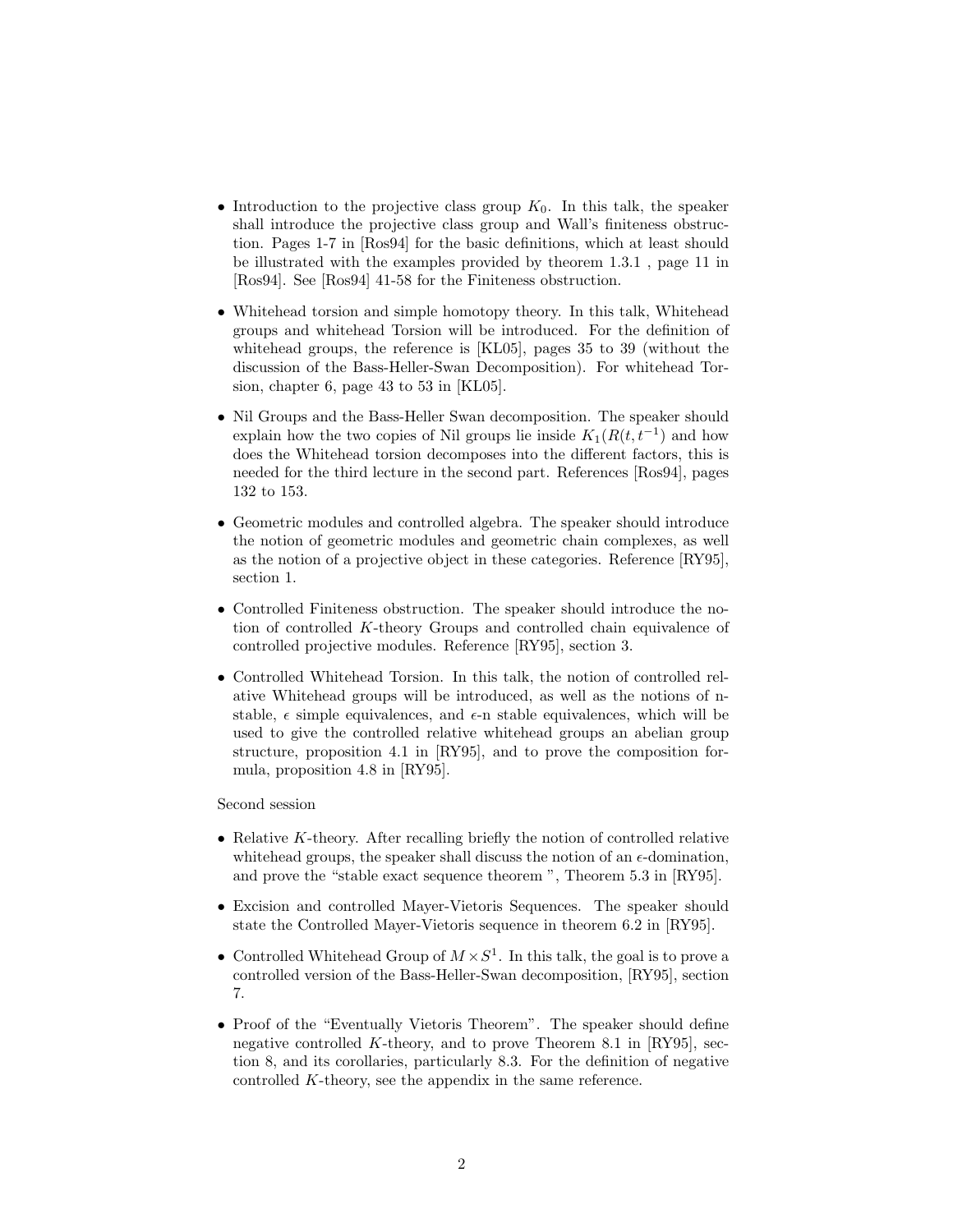- Introduction to the projective class group $K_0$. In this talk, the speaker shall introduce the projective class group and Wall's finiteness obstruction. Pages 1-7 in [Ros94] for the basic definitions, which at least should be illustrated with the examples provided by theorem 1.3.1 , page 11 in [Ros94]. See [Ros94] 41-58 for the Finiteness obstruction.
- Whitehead torsion and simple homotopy theory. In this talk, Whitehead groups and whitehead Torsion will be introduced. For the definition of whitehead groups, the reference is [KL05], pages 35 to 39 (without the discussion of the Bass-Heller-Swan Decomposition). For whitehead Torsion, chapter 6, page 43 to 53 in [KL05].
- Nil Groups and the Bass-Heller Swan decomposition. The speaker should explain how the two copies of Nil groups lie inside $K_1(R(t, t^{-1})$ and how does the Whitehead torsion decomposes into the different factors, this is needed for the third lecture in the second part. References [Ros94], pages 132 to 153.
- Geometric modules and controlled algebra. The speaker should introduce the notion of geometric modules and geometric chain complexes, as well as the notion of a projective object in these categories. Reference [RY95], section 1.
- Controlled Finiteness obstruction. The speaker should introduce the notion of controlled $K$-theory Groups and controlled chain equivalence of controlled projective modules. Reference [RY95], section 3.
- Controlled Whitehead Torsion. In this talk, the notion of controlled relative Whitehead groups will be introduced, as well as the notions of n-stable, $\epsilon$ simple equivalences, and $\epsilon$-n stable equivalences, which will be used to give the controlled relative whitehead groups an abelian group structure, proposition 4.1 in [RY95], and to prove the composition formula, proposition 4.8 in [RY95].

Second session

- Relative $K$-theory. After recalling briefly the notion of controlled relative whitehead groups, the speaker shall discuss the notion of an $\epsilon$-domination, and prove the "stable exact sequence theorem ", Theorem 5.3 in [RY95].
- Excision and controlled Mayer-Vietoris Sequences. The speaker should state the Controlled Mayer-Vietoris sequence in theorem 6.2 in [RY95].
- Controlled Whitehead Group of $M \times S^1$. In this talk, the goal is to prove a controlled version of the Bass-Heller-Swan decomposition, [RY95], section 7.
- Proof of the "Eventually Vietoris Theorem". The speaker should define negative controlled $K$-theory, and to prove Theorem 8.1 in [RY95], section 8, and its corollaries, particularly 8.3. For the definition of negative controlled $K$-theory, see the appendix in the same reference.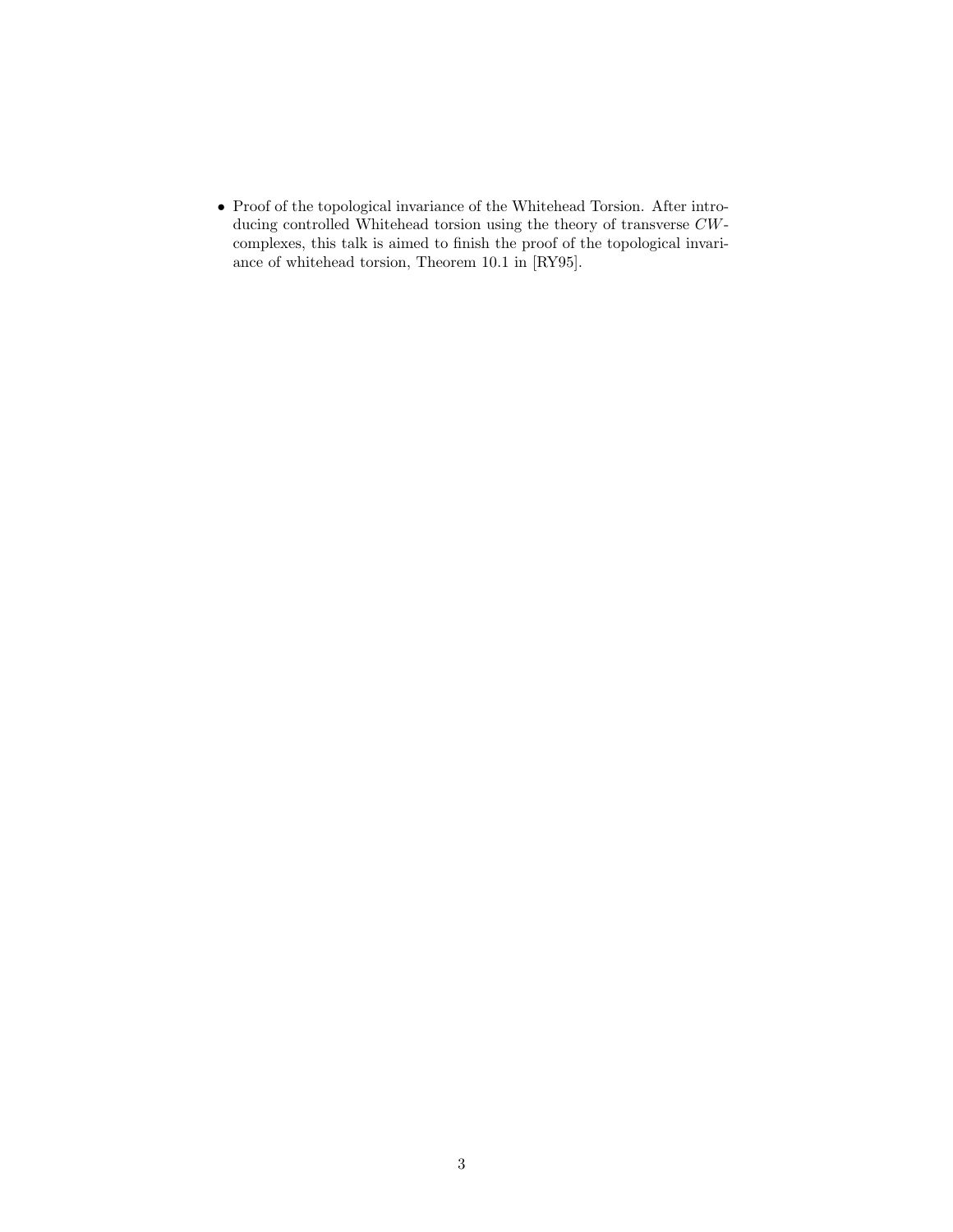- Proof of the topological invariance of the Whitehead Torsion. After introducing controlled Whitehead torsion using the theory of transverse $CW$-complexes, this talk is aimed to finish the proof of the topological invariance of whitehead torsion, Theorem 10.1 in [RY95].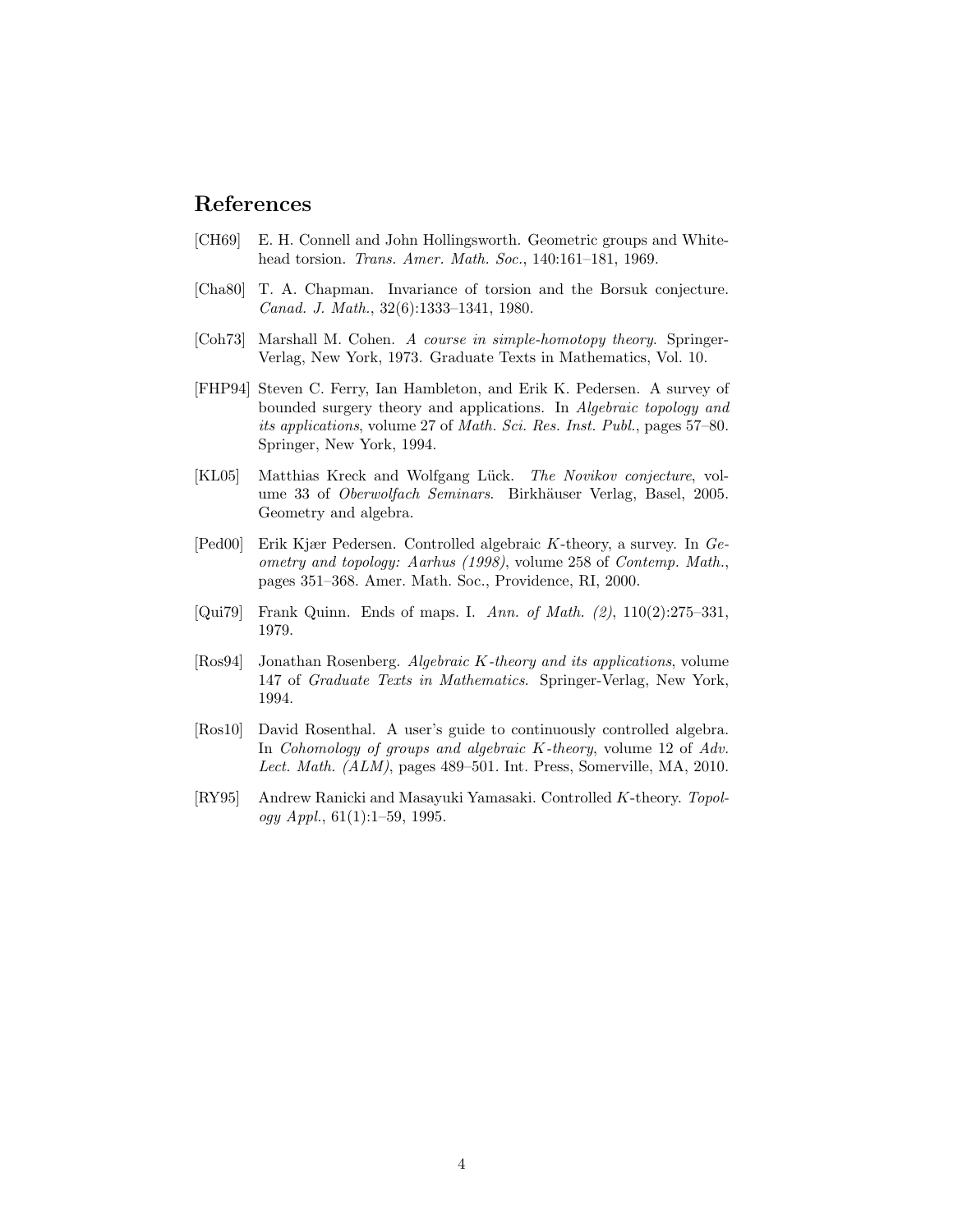## References

[CH69] E. H. Connell and John Hollingsworth. Geometric groups and Whitehead torsion. *Trans. Amer. Math. Soc.*, 140:161–181, 1969.

[Cha80] T. A. Chapman. Invariance of torsion and the Borsuk conjecture. *Canad. J. Math.*, 32(6):1333–1341, 1980.

[Coh73] Marshall M. Cohen. *A course in simple-homotopy theory*. Springer-Verlag, New York, 1973. Graduate Texts in Mathematics, Vol. 10.

[FHP94] Steven C. Ferry, Ian Hambleton, and Erik K. Pedersen. A survey of bounded surgery theory and applications. In *Algebraic topology and its applications*, volume 27 of *Math. Sci. Res. Inst. Publ.*, pages 57–80. Springer, New York, 1994.

[KL05] Matthias Kreck and Wolfgang Lück. *The Novikov conjecture*, volume 33 of *Oberwolfach Seminars*. Birkhäuser Verlag, Basel, 2005. Geometry and algebra.

[Ped00] Erik Kjær Pedersen. Controlled algebraic $K$-theory, a survey. In *Geometry and topology: Aarhus (1998)*, volume 258 of *Contemp. Math.*, pages 351–368. Amer. Math. Soc., Providence, RI, 2000.

[Qui79] Frank Quinn. Ends of maps. I. *Ann. of Math. (2)*, 110(2):275–331, 1979.

[Ros94] Jonathan Rosenberg. *Algebraic $K$-theory and its applications*, volume 147 of *Graduate Texts in Mathematics*. Springer-Verlag, New York, 1994.

[Ros10] David Rosenthal. A user's guide to continuously controlled algebra. In *Cohomology of groups and algebraic $K$-theory*, volume 12 of *Adv. Lect. Math. (ALM)*, pages 489–501. Int. Press, Somerville, MA, 2010.

[RY95] Andrew Ranicki and Masayuki Yamasaki. Controlled $K$-theory. *Topology Appl.*, 61(1):1–59, 1995.